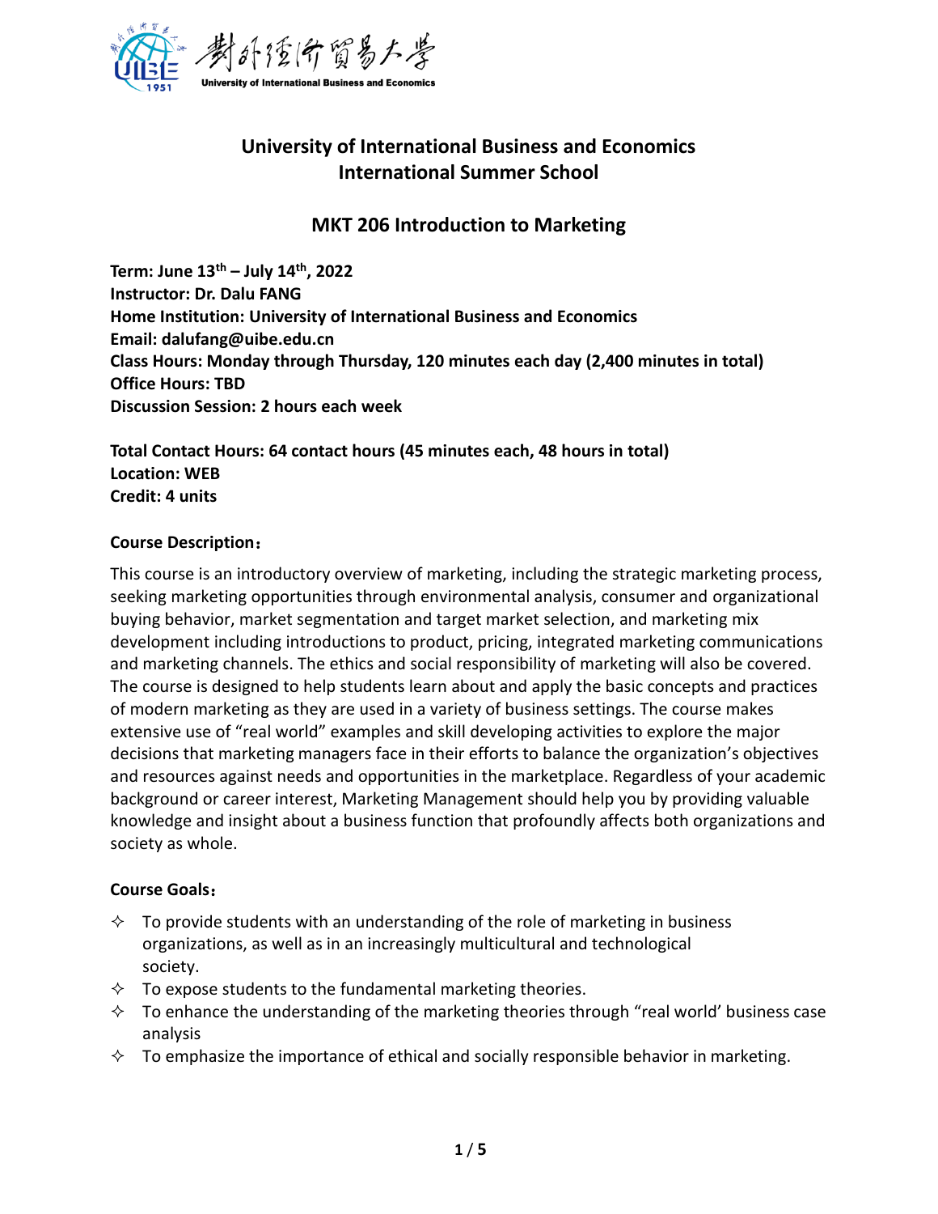# University of International Business and Economics
# International Summer School

## MKT 206 Introduction to Marketing

**Term: June 13th – July 14th, 2022**
**Instructor: Dr. Dalu FANG**
**Home Institution: University of International Business and Economics**
**Email: dalufang@uibe.edu.cn**
**Class Hours: Monday through Thursday, 120 minutes each day (2,400 minutes in total)**
**Office Hours: TBD**
**Discussion Session: 2 hours each week**

**Total Contact Hours: 64 contact hours (45 minutes each, 48 hours in total)**
**Location: WEB**
**Credit: 4 units**

**Course Description：**

This course is an introductory overview of marketing, including the strategic marketing process, seeking marketing opportunities through environmental analysis, consumer and organizational buying behavior, market segmentation and target market selection, and marketing mix development including introductions to product, pricing, integrated marketing communications and marketing channels. The ethics and social responsibility of marketing will also be covered. The course is designed to help students learn about and apply the basic concepts and practices of modern marketing as they are used in a variety of business settings. The course makes extensive use of "real world" examples and skill developing activities to explore the major decisions that marketing managers face in their efforts to balance the organization's objectives and resources against needs and opportunities in the marketplace. Regardless of your academic background or career interest, Marketing Management should help you by providing valuable knowledge and insight about a business function that profoundly affects both organizations and society as whole.

**Course Goals：**

- ✧ To provide students with an understanding of the role of marketing in business organizations, as well as in an increasingly multicultural and technological society.
- ✧ To expose students to the fundamental marketing theories.
- ✧ To enhance the understanding of the marketing theories through "real world' business case analysis
- ✧ To emphasize the importance of ethical and socially responsible behavior in marketing.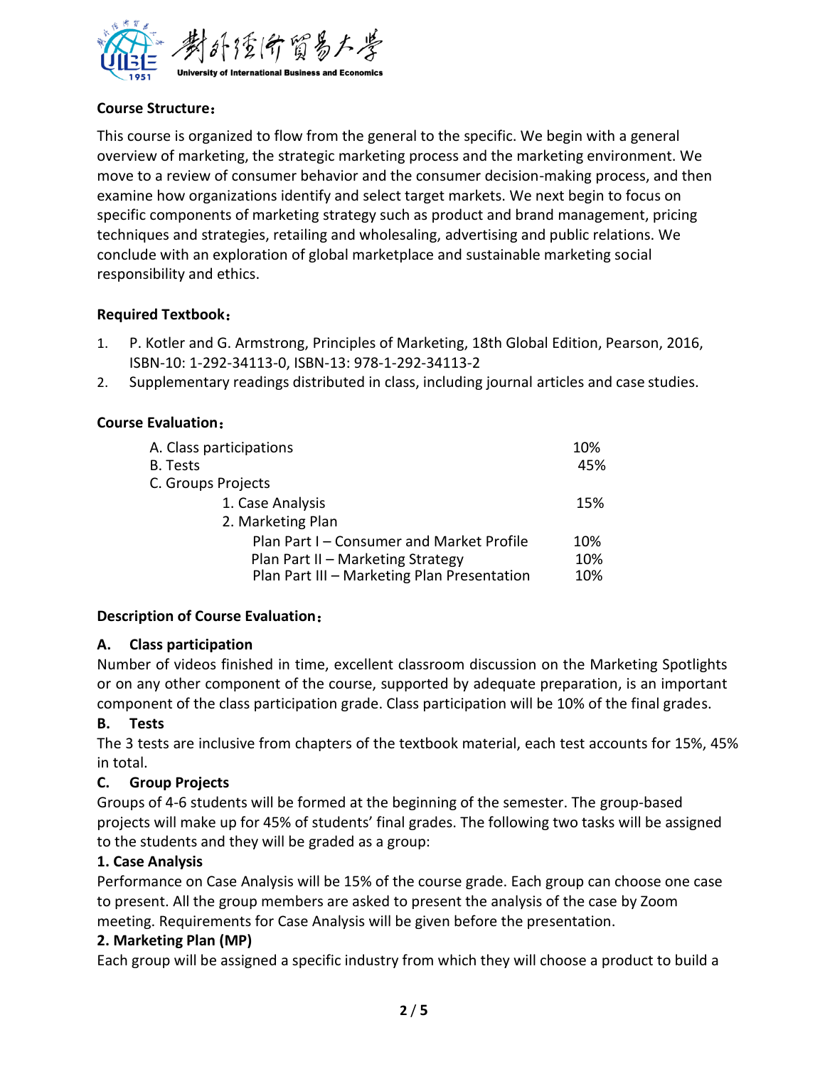**Course Structure：**

This course is organized to flow from the general to the specific. We begin with a general overview of marketing, the strategic marketing process and the marketing environment. We move to a review of consumer behavior and the consumer decision-making process, and then examine how organizations identify and select target markets. We next begin to focus on specific components of marketing strategy such as product and brand management, pricing techniques and strategies, retailing and wholesaling, advertising and public relations. We conclude with an exploration of global marketplace and sustainable marketing social responsibility and ethics.

**Required Textbook：**

1. P. Kotler and G. Armstrong, Principles of Marketing, 18th Global Edition, Pearson, 2016, ISBN-10: 1-292-34113-0, ISBN-13: 978-1-292-34113-2
2. Supplementary readings distributed in class, including journal articles and case studies.

**Course Evaluation：**

| Item | Weight |
|---|---|
| A. Class participations | 10% |
| B. Tests | 45% |
| C. Groups Projects | |
| 1. Case Analysis | 15% |
| 2. Marketing Plan | |
| Plan Part I – Consumer and Market Profile | 10% |
| Plan Part II – Marketing Strategy | 10% |
| Plan Part III – Marketing Plan Presentation | 10% |

**Description of Course Evaluation：**

**A. Class participation**

Number of videos finished in time, excellent classroom discussion on the Marketing Spotlights or on any other component of the course, supported by adequate preparation, is an important component of the class participation grade. Class participation will be 10% of the final grades.

**B. Tests**

The 3 tests are inclusive from chapters of the textbook material, each test accounts for 15%, 45% in total.

**C. Group Projects**

Groups of 4-6 students will be formed at the beginning of the semester. The group-based projects will make up for 45% of students' final grades. The following two tasks will be assigned to the students and they will be graded as a group:

**1. Case Analysis**

Performance on Case Analysis will be 15% of the course grade. Each group can choose one case to present. All the group members are asked to present the analysis of the case by Zoom meeting. Requirements for Case Analysis will be given before the presentation.

**2. Marketing Plan (MP)**

Each group will be assigned a specific industry from which they will choose a product to build a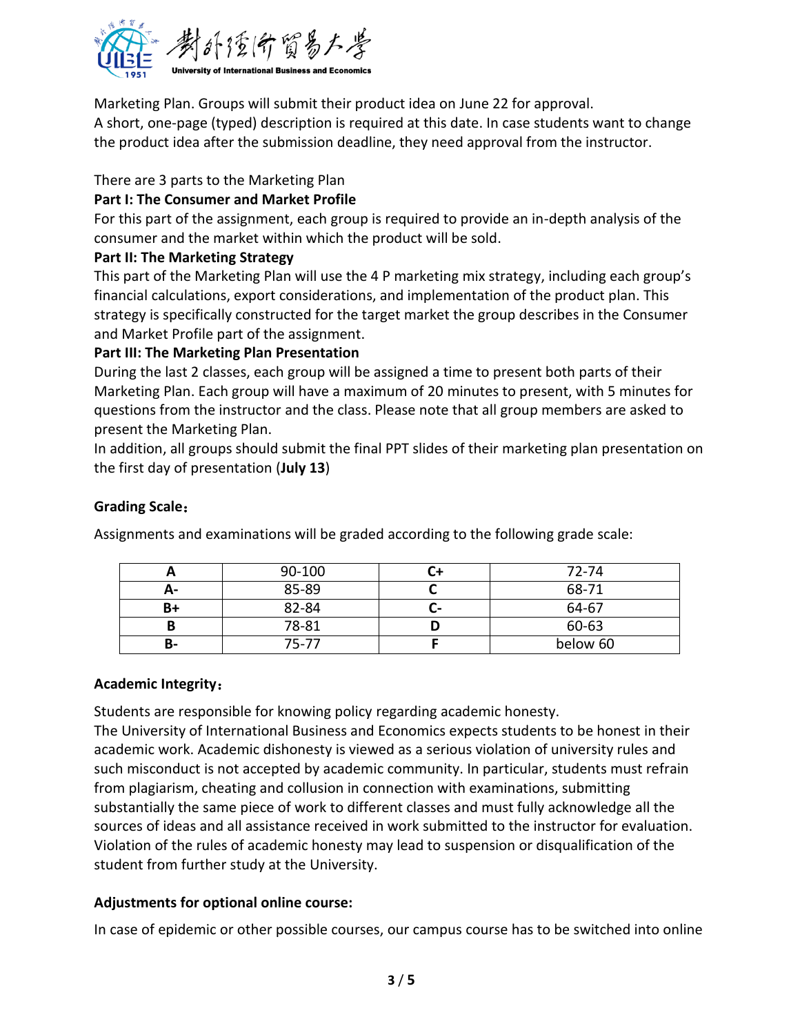Marketing Plan. Groups will submit their product idea on June 22 for approval.
A short, one-page (typed) description is required at this date. In case students want to change the product idea after the submission deadline, they need approval from the instructor.

There are 3 parts to the Marketing Plan

**Part I: The Consumer and Market Profile**

For this part of the assignment, each group is required to provide an in-depth analysis of the consumer and the market within which the product will be sold.

**Part II: The Marketing Strategy**

This part of the Marketing Plan will use the 4 P marketing mix strategy, including each group's financial calculations, export considerations, and implementation of the product plan. This strategy is specifically constructed for the target market the group describes in the Consumer and Market Profile part of the assignment.

**Part III: The Marketing Plan Presentation**

During the last 2 classes, each group will be assigned a time to present both parts of their Marketing Plan. Each group will have a maximum of 20 minutes to present, with 5 minutes for questions from the instructor and the class. Please note that all group members are asked to present the Marketing Plan.

In addition, all groups should submit the final PPT slides of their marketing plan presentation on the first day of presentation (**July 13**)

**Grading Scale**：

Assignments and examinations will be graded according to the following grade scale:

| A | 90-100 | C+ | 72-74 |
|---|---|---|---|
| A- | 85-89 | C | 68-71 |
| B+ | 82-84 | C- | 64-67 |
| B | 78-81 | D | 60-63 |
| B- | 75-77 | F | below 60 |

**Academic Integrity**：

Students are responsible for knowing policy regarding academic honesty.

The University of International Business and Economics expects students to be honest in their academic work. Academic dishonesty is viewed as a serious violation of university rules and such misconduct is not accepted by academic community. In particular, students must refrain from plagiarism, cheating and collusion in connection with examinations, submitting substantially the same piece of work to different classes and must fully acknowledge all the sources of ideas and all assistance received in work submitted to the instructor for evaluation. Violation of the rules of academic honesty may lead to suspension or disqualification of the student from further study at the University.

**Adjustments for optional online course:**

In case of epidemic or other possible courses, our campus course has to be switched into online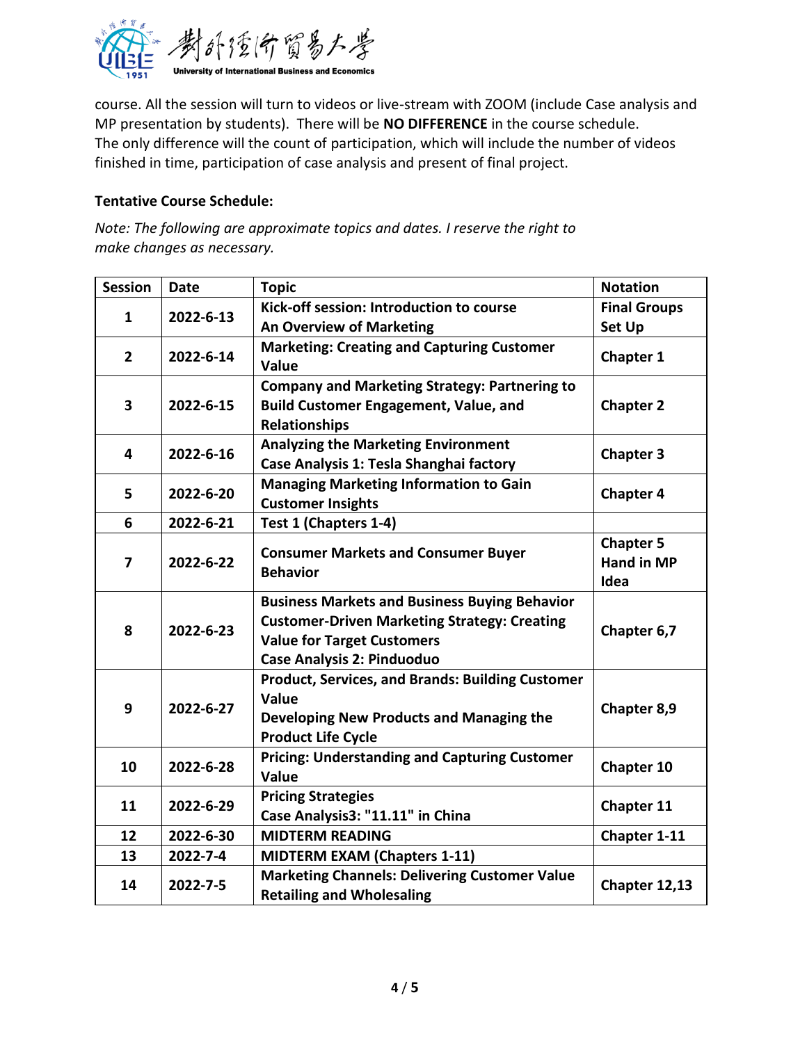course. All the session will turn to videos or live-stream with ZOOM (include Case analysis and MP presentation by students). There will be **NO DIFFERENCE** in the course schedule. The only difference will the count of participation, which will include the number of videos finished in time, participation of case analysis and present of final project.

**Tentative Course Schedule:**

*Note: The following are approximate topics and dates. I reserve the right to make changes as necessary.*

| Session | Date | Topic | Notation |
|---|---|---|---|
| **1** | **2022-6-13** | **Kick-off session: Introduction to course**<br>**An Overview of Marketing** | **Final Groups Set Up** |
| **2** | **2022-6-14** | **Marketing: Creating and Capturing Customer Value** | **Chapter 1** |
| **3** | **2022-6-15** | **Company and Marketing Strategy: Partnering to Build Customer Engagement, Value, and Relationships** | **Chapter 2** |
| **4** | **2022-6-16** | **Analyzing the Marketing Environment**<br>**Case Analysis 1: Tesla Shanghai factory** | **Chapter 3** |
| **5** | **2022-6-20** | **Managing Marketing Information to Gain Customer Insights** | **Chapter 4** |
| **6** | **2022-6-21** | **Test 1 (Chapters 1-4)** | |
| **7** | **2022-6-22** | **Consumer Markets and Consumer Buyer Behavior** | **Chapter 5**<br>**Hand in MP Idea** |
| **8** | **2022-6-23** | **Business Markets and Business Buying Behavior**<br>**Customer-Driven Marketing Strategy: Creating Value for Target Customers**<br>**Case Analysis 2: Pinduoduo** | **Chapter 6,7** |
| **9** | **2022-6-27** | **Product, Services, and Brands: Building Customer Value**<br>**Developing New Products and Managing the Product Life Cycle** | **Chapter 8,9** |
| **10** | **2022-6-28** | **Pricing: Understanding and Capturing Customer Value** | **Chapter 10** |
| **11** | **2022-6-29** | **Pricing Strategies**<br>**Case Analysis3: "11.11" in China** | **Chapter 11** |
| **12** | **2022-6-30** | **MIDTERM READING** | **Chapter 1-11** |
| **13** | **2022-7-4** | **MIDTERM EXAM (Chapters 1-11)** | |
| **14** | **2022-7-5** | **Marketing Channels: Delivering Customer Value**<br>**Retailing and Wholesaling** | **Chapter 12,13** |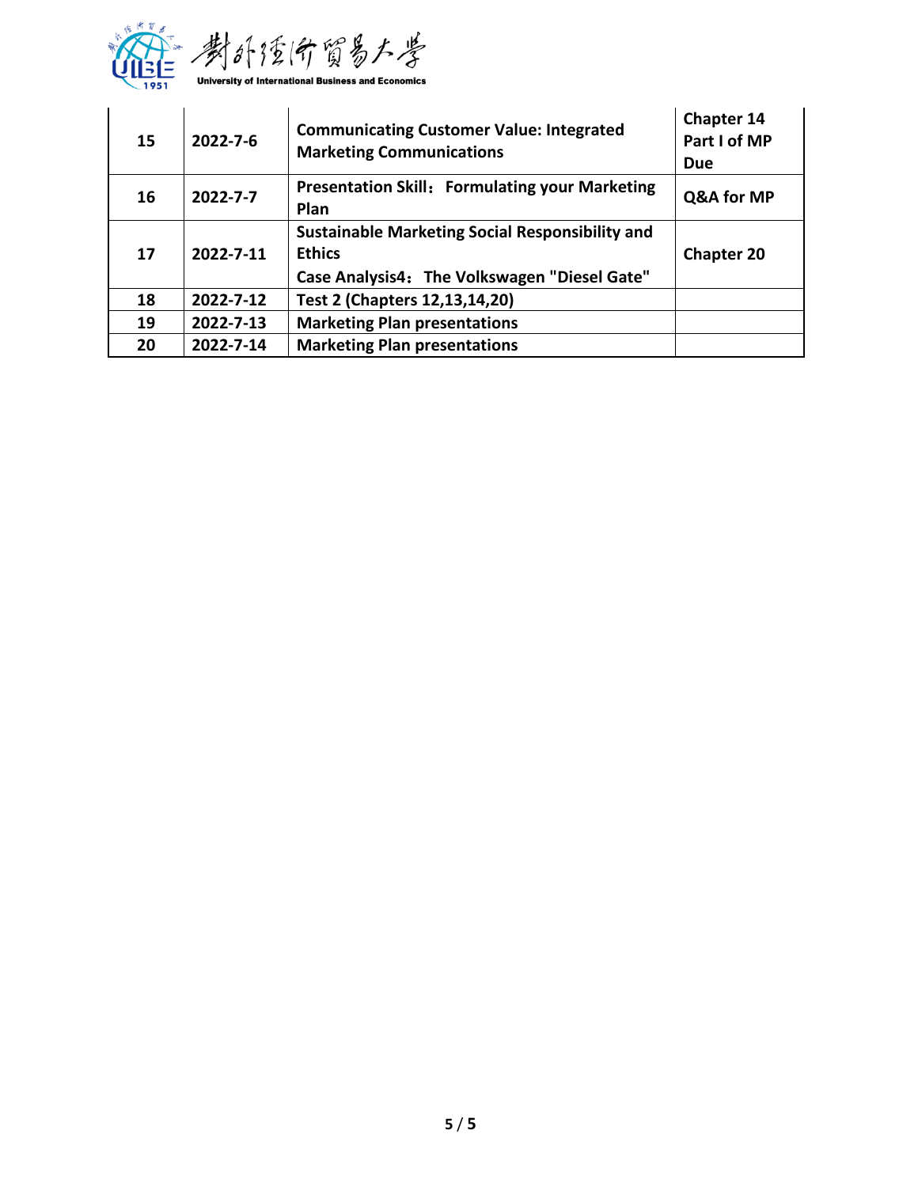| | | | |
|---|---|---|---|
| 15 | 2022-7-6 | Communicating Customer Value: Integrated Marketing Communications | Chapter 14 Part I of MP Due |
| 16 | 2022-7-7 | Presentation Skill：Formulating your Marketing Plan | Q&A for MP |
| 17 | 2022-7-11 | Sustainable Marketing Social Responsibility and Ethics<br>Case Analysis4：The Volkswagen "Diesel Gate" | Chapter 20 |
| 18 | 2022-7-12 | Test 2 (Chapters 12,13,14,20) | |
| 19 | 2022-7-13 | Marketing Plan presentations | |
| 20 | 2022-7-14 | Marketing Plan presentations | |